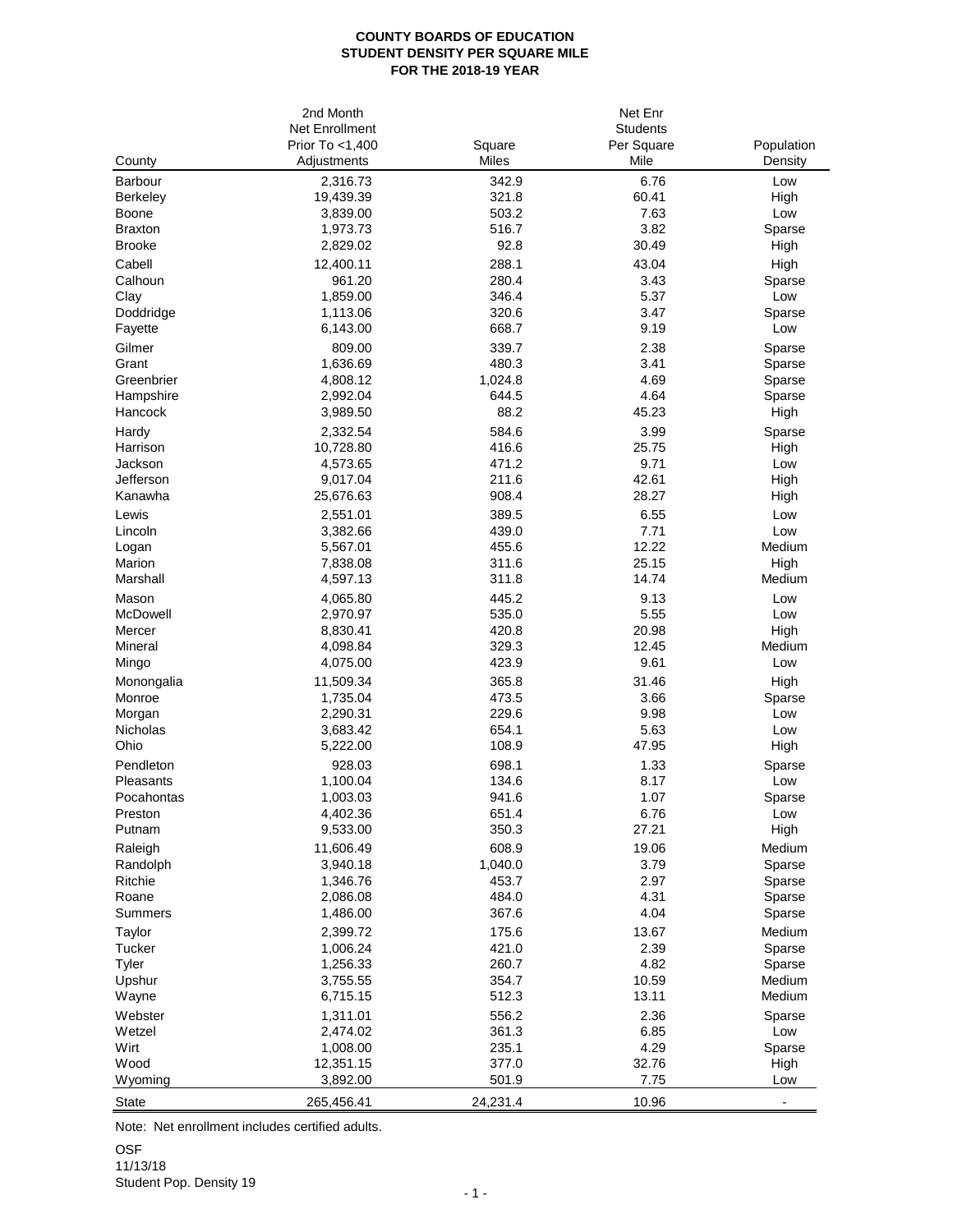**COUNTY BOARDS OF EDUCATION**
**STUDENT DENSITY PER SQUARE MILE**
**FOR THE 2018-19 YEAR**

| County | 2nd Month Net Enrollment Prior To <1,400 Adjustments | Square Miles | Net Enr Students Per Square Mile | Population Density |
|---|---|---|---|---|
| Barbour | 2,316.73 | 342.9 | 6.76 | Low |
| Berkeley | 19,439.39 | 321.8 | 60.41 | High |
| Boone | 3,839.00 | 503.2 | 7.63 | Low |
| Braxton | 1,973.73 | 516.7 | 3.82 | Sparse |
| Brooke | 2,829.02 | 92.8 | 30.49 | High |
| Cabell | 12,400.11 | 288.1 | 43.04 | High |
| Calhoun | 961.20 | 280.4 | 3.43 | Sparse |
| Clay | 1,859.00 | 346.4 | 5.37 | Low |
| Doddridge | 1,113.06 | 320.6 | 3.47 | Sparse |
| Fayette | 6,143.00 | 668.7 | 9.19 | Low |
| Gilmer | 809.00 | 339.7 | 2.38 | Sparse |
| Grant | 1,636.69 | 480.3 | 3.41 | Sparse |
| Greenbrier | 4,808.12 | 1,024.8 | 4.69 | Sparse |
| Hampshire | 2,992.04 | 644.5 | 4.64 | Sparse |
| Hancock | 3,989.50 | 88.2 | 45.23 | High |
| Hardy | 2,332.54 | 584.6 | 3.99 | Sparse |
| Harrison | 10,728.80 | 416.6 | 25.75 | High |
| Jackson | 4,573.65 | 471.2 | 9.71 | Low |
| Jefferson | 9,017.04 | 211.6 | 42.61 | High |
| Kanawha | 25,676.63 | 908.4 | 28.27 | High |
| Lewis | 2,551.01 | 389.5 | 6.55 | Low |
| Lincoln | 3,382.66 | 439.0 | 7.71 | Low |
| Logan | 5,567.01 | 455.6 | 12.22 | Medium |
| Marion | 7,838.08 | 311.6 | 25.15 | High |
| Marshall | 4,597.13 | 311.8 | 14.74 | Medium |
| Mason | 4,065.80 | 445.2 | 9.13 | Low |
| McDowell | 2,970.97 | 535.0 | 5.55 | Low |
| Mercer | 8,830.41 | 420.8 | 20.98 | High |
| Mineral | 4,098.84 | 329.3 | 12.45 | Medium |
| Mingo | 4,075.00 | 423.9 | 9.61 | Low |
| Monongalia | 11,509.34 | 365.8 | 31.46 | High |
| Monroe | 1,735.04 | 473.5 | 3.66 | Sparse |
| Morgan | 2,290.31 | 229.6 | 9.98 | Low |
| Nicholas | 3,683.42 | 654.1 | 5.63 | Low |
| Ohio | 5,222.00 | 108.9 | 47.95 | High |
| Pendleton | 928.03 | 698.1 | 1.33 | Sparse |
| Pleasants | 1,100.04 | 134.6 | 8.17 | Low |
| Pocahontas | 1,003.03 | 941.6 | 1.07 | Sparse |
| Preston | 4,402.36 | 651.4 | 6.76 | Low |
| Putnam | 9,533.00 | 350.3 | 27.21 | High |
| Raleigh | 11,606.49 | 608.9 | 19.06 | Medium |
| Randolph | 3,940.18 | 1,040.0 | 3.79 | Sparse |
| Ritchie | 1,346.76 | 453.7 | 2.97 | Sparse |
| Roane | 2,086.08 | 484.0 | 4.31 | Sparse |
| Summers | 1,486.00 | 367.6 | 4.04 | Sparse |
| Taylor | 2,399.72 | 175.6 | 13.67 | Medium |
| Tucker | 1,006.24 | 421.0 | 2.39 | Sparse |
| Tyler | 1,256.33 | 260.7 | 4.82 | Sparse |
| Upshur | 3,755.55 | 354.7 | 10.59 | Medium |
| Wayne | 6,715.15 | 512.3 | 13.11 | Medium |
| Webster | 1,311.01 | 556.2 | 2.36 | Sparse |
| Wetzel | 2,474.02 | 361.3 | 6.85 | Low |
| Wirt | 1,008.00 | 235.1 | 4.29 | Sparse |
| Wood | 12,351.15 | 377.0 | 32.76 | High |
| Wyoming | 3,892.00 | 501.9 | 7.75 | Low |
| State | 265,456.41 | 24,231.4 | 10.96 | - |

Note: Net enrollment includes certified adults.

OSF
11/13/18
Student Pop. Density 19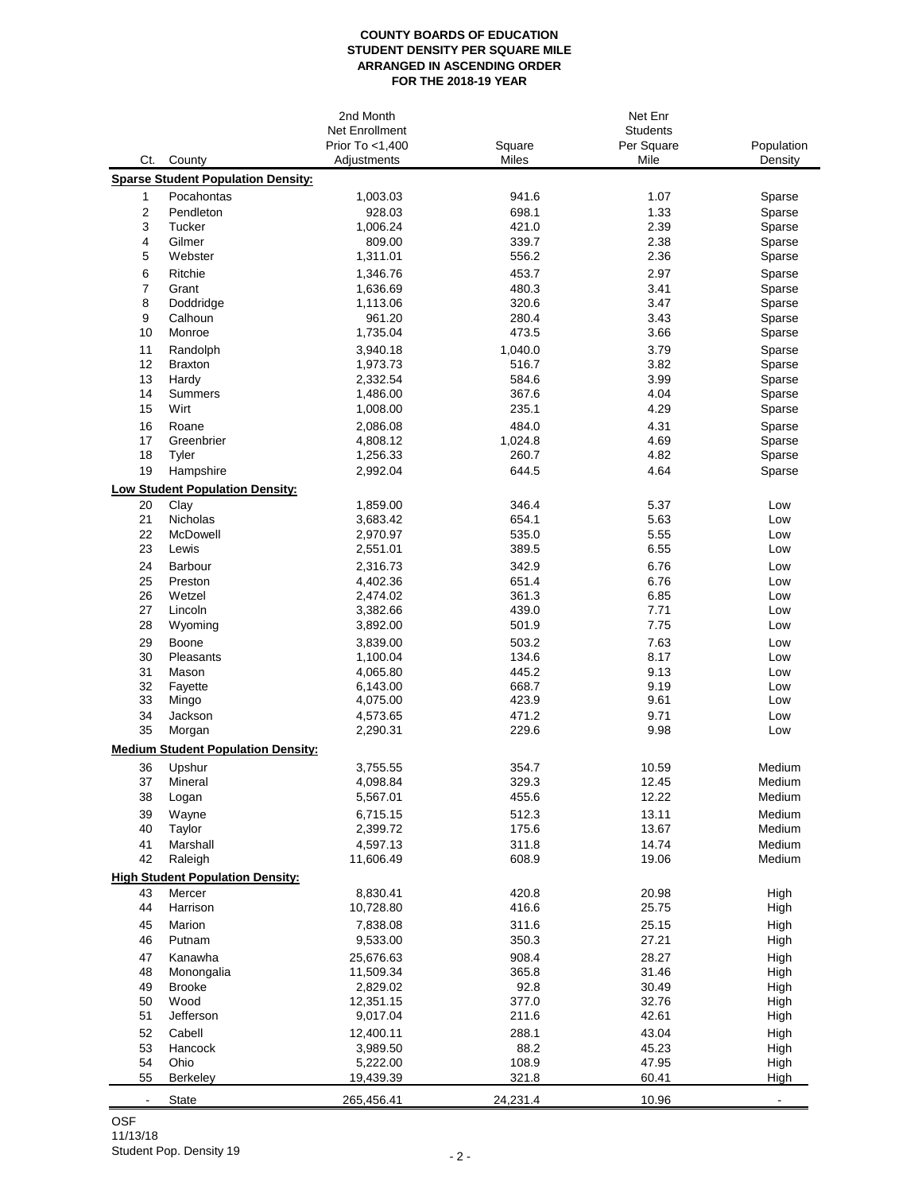**COUNTY BOARDS OF EDUCATION**
**STUDENT DENSITY PER SQUARE MILE**
**ARRANGED IN ASCENDING ORDER**
**FOR THE 2018-19 YEAR**

| Ct. | County | 2nd Month Net Enrollment Prior To <1,400 Adjustments | Square Miles | Net Enr Students Per Square Mile | Population Density |
|---|---|---|---|---|---|
| | **Sparse Student Population Density:** | | | | |
| 1 | Pocahontas | 1,003.03 | 941.6 | 1.07 | Sparse |
| 2 | Pendleton | 928.03 | 698.1 | 1.33 | Sparse |
| 3 | Tucker | 1,006.24 | 421.0 | 2.39 | Sparse |
| 4 | Gilmer | 809.00 | 339.7 | 2.38 | Sparse |
| 5 | Webster | 1,311.01 | 556.2 | 2.36 | Sparse |
| 6 | Ritchie | 1,346.76 | 453.7 | 2.97 | Sparse |
| 7 | Grant | 1,636.69 | 480.3 | 3.41 | Sparse |
| 8 | Doddridge | 1,113.06 | 320.6 | 3.47 | Sparse |
| 9 | Calhoun | 961.20 | 280.4 | 3.43 | Sparse |
| 10 | Monroe | 1,735.04 | 473.5 | 3.66 | Sparse |
| 11 | Randolph | 3,940.18 | 1,040.0 | 3.79 | Sparse |
| 12 | Braxton | 1,973.73 | 516.7 | 3.82 | Sparse |
| 13 | Hardy | 2,332.54 | 584.6 | 3.99 | Sparse |
| 14 | Summers | 1,486.00 | 367.6 | 4.04 | Sparse |
| 15 | Wirt | 1,008.00 | 235.1 | 4.29 | Sparse |
| 16 | Roane | 2,086.08 | 484.0 | 4.31 | Sparse |
| 17 | Greenbrier | 4,808.12 | 1,024.8 | 4.69 | Sparse |
| 18 | Tyler | 1,256.33 | 260.7 | 4.82 | Sparse |
| 19 | Hampshire | 2,992.04 | 644.5 | 4.64 | Sparse |
| | **Low Student Population Density:** | | | | |
| 20 | Clay | 1,859.00 | 346.4 | 5.37 | Low |
| 21 | Nicholas | 3,683.42 | 654.1 | 5.63 | Low |
| 22 | McDowell | 2,970.97 | 535.0 | 5.55 | Low |
| 23 | Lewis | 2,551.01 | 389.5 | 6.55 | Low |
| 24 | Barbour | 2,316.73 | 342.9 | 6.76 | Low |
| 25 | Preston | 4,402.36 | 651.4 | 6.76 | Low |
| 26 | Wetzel | 2,474.02 | 361.3 | 6.85 | Low |
| 27 | Lincoln | 3,382.66 | 439.0 | 7.71 | Low |
| 28 | Wyoming | 3,892.00 | 501.9 | 7.75 | Low |
| 29 | Boone | 3,839.00 | 503.2 | 7.63 | Low |
| 30 | Pleasants | 1,100.04 | 134.6 | 8.17 | Low |
| 31 | Mason | 4,065.80 | 445.2 | 9.13 | Low |
| 32 | Fayette | 6,143.00 | 668.7 | 9.19 | Low |
| 33 | Mingo | 4,075.00 | 423.9 | 9.61 | Low |
| 34 | Jackson | 4,573.65 | 471.2 | 9.71 | Low |
| 35 | Morgan | 2,290.31 | 229.6 | 9.98 | Low |
| | **Medium Student Population Density:** | | | | |
| 36 | Upshur | 3,755.55 | 354.7 | 10.59 | Medium |
| 37 | Mineral | 4,098.84 | 329.3 | 12.45 | Medium |
| 38 | Logan | 5,567.01 | 455.6 | 12.22 | Medium |
| 39 | Wayne | 6,715.15 | 512.3 | 13.11 | Medium |
| 40 | Taylor | 2,399.72 | 175.6 | 13.67 | Medium |
| 41 | Marshall | 4,597.13 | 311.8 | 14.74 | Medium |
| 42 | Raleigh | 11,606.49 | 608.9 | 19.06 | Medium |
| | **High Student Population Density:** | | | | |
| 43 | Mercer | 8,830.41 | 420.8 | 20.98 | High |
| 44 | Harrison | 10,728.80 | 416.6 | 25.75 | High |
| 45 | Marion | 7,838.08 | 311.6 | 25.15 | High |
| 46 | Putnam | 9,533.00 | 350.3 | 27.21 | High |
| 47 | Kanawha | 25,676.63 | 908.4 | 28.27 | High |
| 48 | Monongalia | 11,509.34 | 365.8 | 31.46 | High |
| 49 | Brooke | 2,829.02 | 92.8 | 30.49 | High |
| 50 | Wood | 12,351.15 | 377.0 | 32.76 | High |
| 51 | Jefferson | 9,017.04 | 211.6 | 42.61 | High |
| 52 | Cabell | 12,400.11 | 288.1 | 43.04 | High |
| 53 | Hancock | 3,989.50 | 88.2 | 45.23 | High |
| 54 | Ohio | 5,222.00 | 108.9 | 47.95 | High |
| 55 | Berkeley | 19,439.39 | 321.8 | 60.41 | High |
| - | State | 265,456.41 | 24,231.4 | 10.96 | - |

OSF
11/13/18
Student Pop. Density 19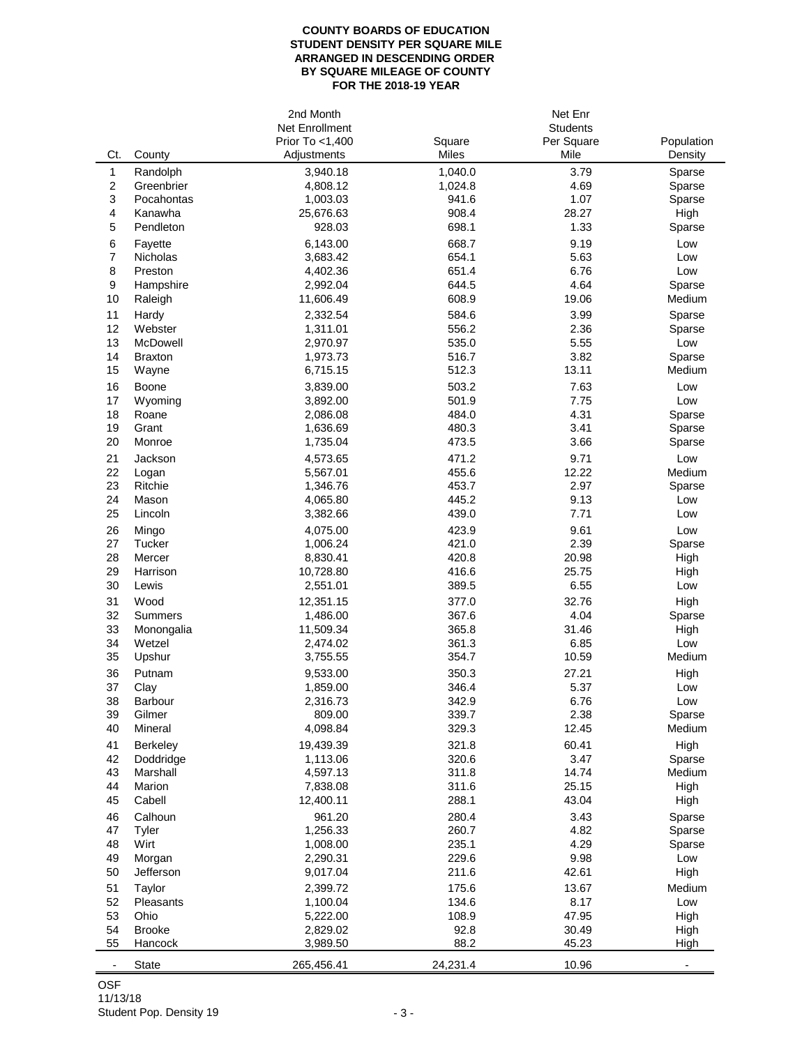**COUNTY BOARDS OF EDUCATION**
**STUDENT DENSITY PER SQUARE MILE**
**ARRANGED IN DESCENDING ORDER**
**BY SQUARE MILEAGE OF COUNTY**
**FOR THE 2018-19 YEAR**

| Ct. | County | 2nd Month Net Enrollment Prior To <1,400 Adjustments | Square Miles | Net Enr Students Per Square Mile | Population Density |
|---|---|---|---|---|---|
| 1 | Randolph | 3,940.18 | 1,040.0 | 3.79 | Sparse |
| 2 | Greenbrier | 4,808.12 | 1,024.8 | 4.69 | Sparse |
| 3 | Pocahontas | 1,003.03 | 941.6 | 1.07 | Sparse |
| 4 | Kanawha | 25,676.63 | 908.4 | 28.27 | High |
| 5 | Pendleton | 928.03 | 698.1 | 1.33 | Sparse |
| 6 | Fayette | 6,143.00 | 668.7 | 9.19 | Low |
| 7 | Nicholas | 3,683.42 | 654.1 | 5.63 | Low |
| 8 | Preston | 4,402.36 | 651.4 | 6.76 | Low |
| 9 | Hampshire | 2,992.04 | 644.5 | 4.64 | Sparse |
| 10 | Raleigh | 11,606.49 | 608.9 | 19.06 | Medium |
| 11 | Hardy | 2,332.54 | 584.6 | 3.99 | Sparse |
| 12 | Webster | 1,311.01 | 556.2 | 2.36 | Sparse |
| 13 | McDowell | 2,970.97 | 535.0 | 5.55 | Low |
| 14 | Braxton | 1,973.73 | 516.7 | 3.82 | Sparse |
| 15 | Wayne | 6,715.15 | 512.3 | 13.11 | Medium |
| 16 | Boone | 3,839.00 | 503.2 | 7.63 | Low |
| 17 | Wyoming | 3,892.00 | 501.9 | 7.75 | Low |
| 18 | Roane | 2,086.08 | 484.0 | 4.31 | Sparse |
| 19 | Grant | 1,636.69 | 480.3 | 3.41 | Sparse |
| 20 | Monroe | 1,735.04 | 473.5 | 3.66 | Sparse |
| 21 | Jackson | 4,573.65 | 471.2 | 9.71 | Low |
| 22 | Logan | 5,567.01 | 455.6 | 12.22 | Medium |
| 23 | Ritchie | 1,346.76 | 453.7 | 2.97 | Sparse |
| 24 | Mason | 4,065.80 | 445.2 | 9.13 | Low |
| 25 | Lincoln | 3,382.66 | 439.0 | 7.71 | Low |
| 26 | Mingo | 4,075.00 | 423.9 | 9.61 | Low |
| 27 | Tucker | 1,006.24 | 421.0 | 2.39 | Sparse |
| 28 | Mercer | 8,830.41 | 420.8 | 20.98 | High |
| 29 | Harrison | 10,728.80 | 416.6 | 25.75 | High |
| 30 | Lewis | 2,551.01 | 389.5 | 6.55 | Low |
| 31 | Wood | 12,351.15 | 377.0 | 32.76 | High |
| 32 | Summers | 1,486.00 | 367.6 | 4.04 | Sparse |
| 33 | Monongalia | 11,509.34 | 365.8 | 31.46 | High |
| 34 | Wetzel | 2,474.02 | 361.3 | 6.85 | Low |
| 35 | Upshur | 3,755.55 | 354.7 | 10.59 | Medium |
| 36 | Putnam | 9,533.00 | 350.3 | 27.21 | High |
| 37 | Clay | 1,859.00 | 346.4 | 5.37 | Low |
| 38 | Barbour | 2,316.73 | 342.9 | 6.76 | Low |
| 39 | Gilmer | 809.00 | 339.7 | 2.38 | Sparse |
| 40 | Mineral | 4,098.84 | 329.3 | 12.45 | Medium |
| 41 | Berkeley | 19,439.39 | 321.8 | 60.41 | High |
| 42 | Doddridge | 1,113.06 | 320.6 | 3.47 | Sparse |
| 43 | Marshall | 4,597.13 | 311.8 | 14.74 | Medium |
| 44 | Marion | 7,838.08 | 311.6 | 25.15 | High |
| 45 | Cabell | 12,400.11 | 288.1 | 43.04 | High |
| 46 | Calhoun | 961.20 | 280.4 | 3.43 | Sparse |
| 47 | Tyler | 1,256.33 | 260.7 | 4.82 | Sparse |
| 48 | Wirt | 1,008.00 | 235.1 | 4.29 | Sparse |
| 49 | Morgan | 2,290.31 | 229.6 | 9.98 | Low |
| 50 | Jefferson | 9,017.04 | 211.6 | 42.61 | High |
| 51 | Taylor | 2,399.72 | 175.6 | 13.67 | Medium |
| 52 | Pleasants | 1,100.04 | 134.6 | 8.17 | Low |
| 53 | Ohio | 5,222.00 | 108.9 | 47.95 | High |
| 54 | Brooke | 2,829.02 | 92.8 | 30.49 | High |
| 55 | Hancock | 3,989.50 | 88.2 | 45.23 | High |
| - | State | 265,456.41 | 24,231.4 | 10.96 | - |

OSF
11/13/18
Student Pop. Density 19